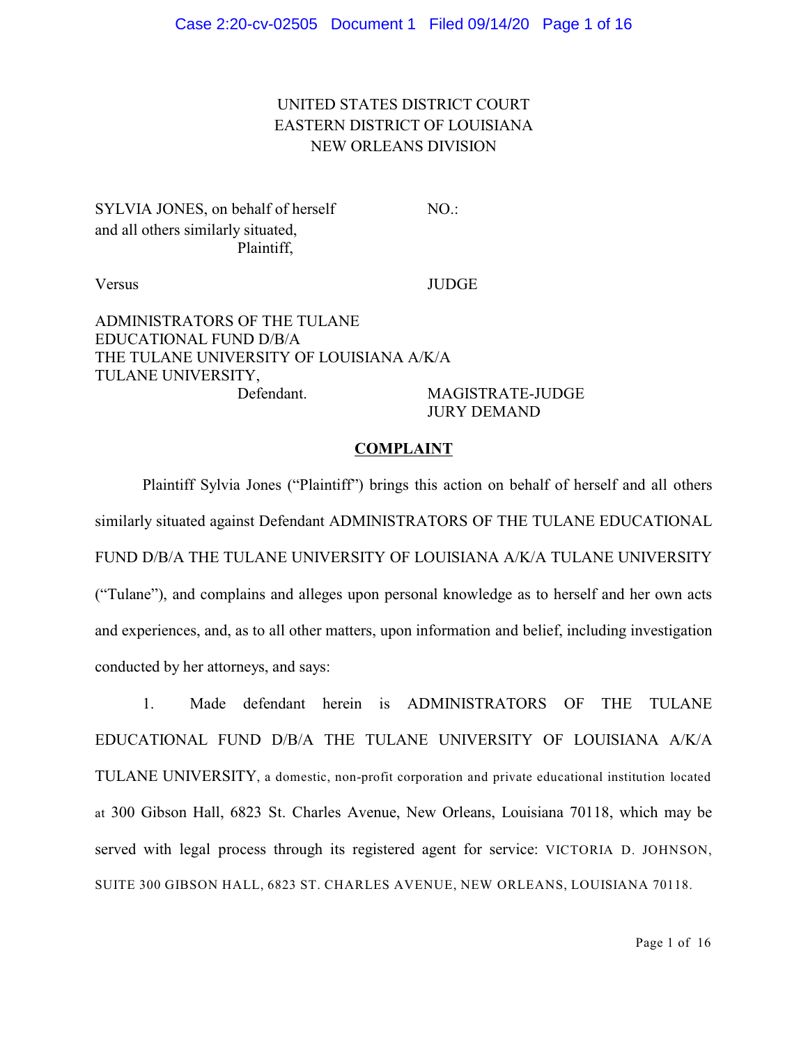UNITED STATES DISTRICT COURT
EASTERN DISTRICT OF LOUISIANA
NEW ORLEANS DIVISION

SYLVIA JONES, on behalf of herself and all others similarly situated,
Plaintiff,

NO.:

Versus

JUDGE

ADMINISTRATORS OF THE TULANE EDUCATIONAL FUND D/B/A THE TULANE UNIVERSITY OF LOUISIANA A/K/A TULANE UNIVERSITY,
Defendant.

MAGISTRATE-JUDGE
JURY DEMAND

## COMPLAINT

Plaintiff Sylvia Jones ("Plaintiff") brings this action on behalf of herself and all others similarly situated against Defendant ADMINISTRATORS OF THE TULANE EDUCATIONAL FUND D/B/A THE TULANE UNIVERSITY OF LOUISIANA A/K/A TULANE UNIVERSITY ("Tulane"), and complains and alleges upon personal knowledge as to herself and her own acts and experiences, and, as to all other matters, upon information and belief, including investigation conducted by her attorneys, and says:

1. Made defendant herein is ADMINISTRATORS OF THE TULANE EDUCATIONAL FUND D/B/A THE TULANE UNIVERSITY OF LOUISIANA A/K/A TULANE UNIVERSITY, a domestic, non-profit corporation and private educational institution located at 300 Gibson Hall, 6823 St. Charles Avenue, New Orleans, Louisiana 70118, which may be served with legal process through its registered agent for service: VICTORIA D. JOHNSON, SUITE 300 GIBSON HALL, 6823 ST. CHARLES AVENUE, NEW ORLEANS, LOUISIANA 70118.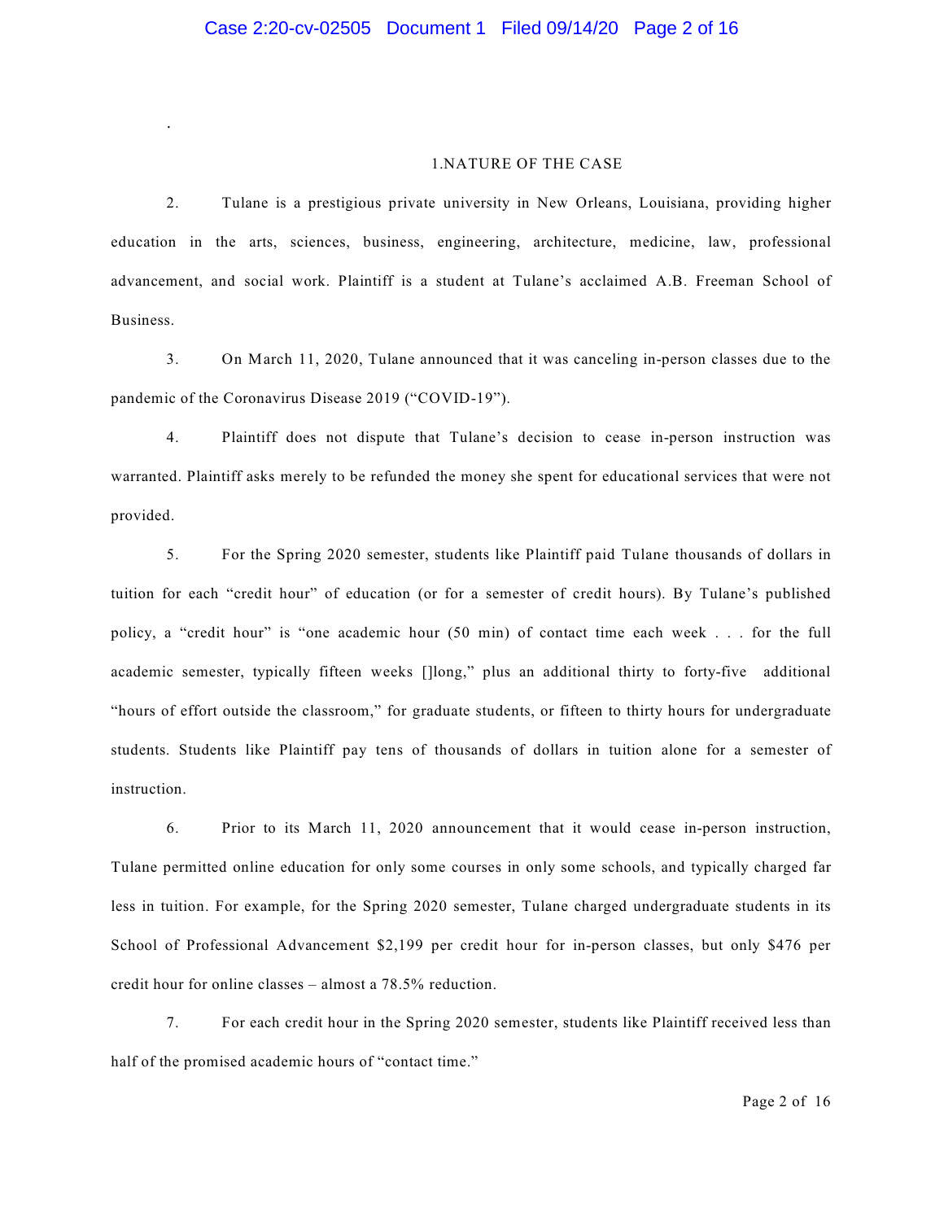## 1. NATURE OF THE CASE

2. Tulane is a prestigious private university in New Orleans, Louisiana, providing higher education in the arts, sciences, business, engineering, architecture, medicine, law, professional advancement, and social work. Plaintiff is a student at Tulane's acclaimed A.B. Freeman School of Business.

3. On March 11, 2020, Tulane announced that it was canceling in-person classes due to the pandemic of the Coronavirus Disease 2019 ("COVID-19").

4. Plaintiff does not dispute that Tulane's decision to cease in-person instruction was warranted. Plaintiff asks merely to be refunded the money she spent for educational services that were not provided.

5. For the Spring 2020 semester, students like Plaintiff paid Tulane thousands of dollars in tuition for each "credit hour" of education (or for a semester of credit hours). By Tulane's published policy, a "credit hour" is "one academic hour (50 min) of contact time each week . . . for the full academic semester, typically fifteen weeks []long," plus an additional thirty to forty-five additional "hours of effort outside the classroom," for graduate students, or fifteen to thirty hours for undergraduate students. Students like Plaintiff pay tens of thousands of dollars in tuition alone for a semester of instruction.

6. Prior to its March 11, 2020 announcement that it would cease in-person instruction, Tulane permitted online education for only some courses in only some schools, and typically charged far less in tuition. For example, for the Spring 2020 semester, Tulane charged undergraduate students in its School of Professional Advancement $2,199 per credit hour for in-person classes, but only $476 per credit hour for online classes – almost a 78.5% reduction.

7. For each credit hour in the Spring 2020 semester, students like Plaintiff received less than half of the promised academic hours of "contact time."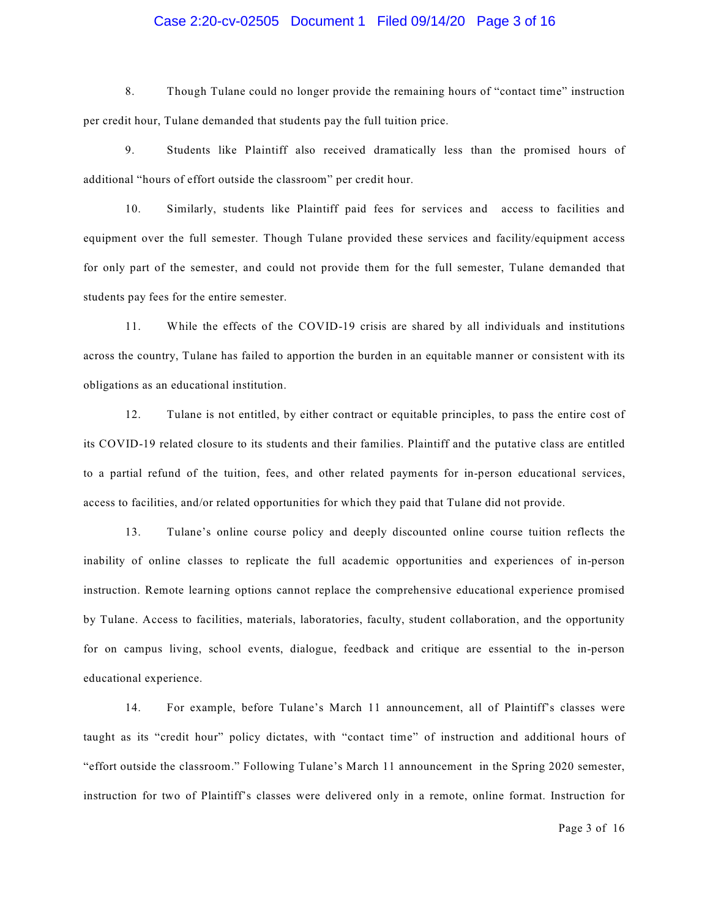8. Though Tulane could no longer provide the remaining hours of "contact time" instruction per credit hour, Tulane demanded that students pay the full tuition price.

9. Students like Plaintiff also received dramatically less than the promised hours of additional "hours of effort outside the classroom" per credit hour.

10. Similarly, students like Plaintiff paid fees for services and access to facilities and equipment over the full semester. Though Tulane provided these services and facility/equipment access for only part of the semester, and could not provide them for the full semester, Tulane demanded that students pay fees for the entire semester.

11. While the effects of the COVID-19 crisis are shared by all individuals and institutions across the country, Tulane has failed to apportion the burden in an equitable manner or consistent with its obligations as an educational institution.

12. Tulane is not entitled, by either contract or equitable principles, to pass the entire cost of its COVID-19 related closure to its students and their families. Plaintiff and the putative class are entitled to a partial refund of the tuition, fees, and other related payments for in-person educational services, access to facilities, and/or related opportunities for which they paid that Tulane did not provide.

13. Tulane's online course policy and deeply discounted online course tuition reflects the inability of online classes to replicate the full academic opportunities and experiences of in-person instruction. Remote learning options cannot replace the comprehensive educational experience promised by Tulane. Access to facilities, materials, laboratories, faculty, student collaboration, and the opportunity for on campus living, school events, dialogue, feedback and critique are essential to the in-person educational experience.

14. For example, before Tulane's March 11 announcement, all of Plaintiff's classes were taught as its "credit hour" policy dictates, with "contact time" of instruction and additional hours of "effort outside the classroom." Following Tulane's March 11 announcement in the Spring 2020 semester, instruction for two of Plaintiff's classes were delivered only in a remote, online format. Instruction for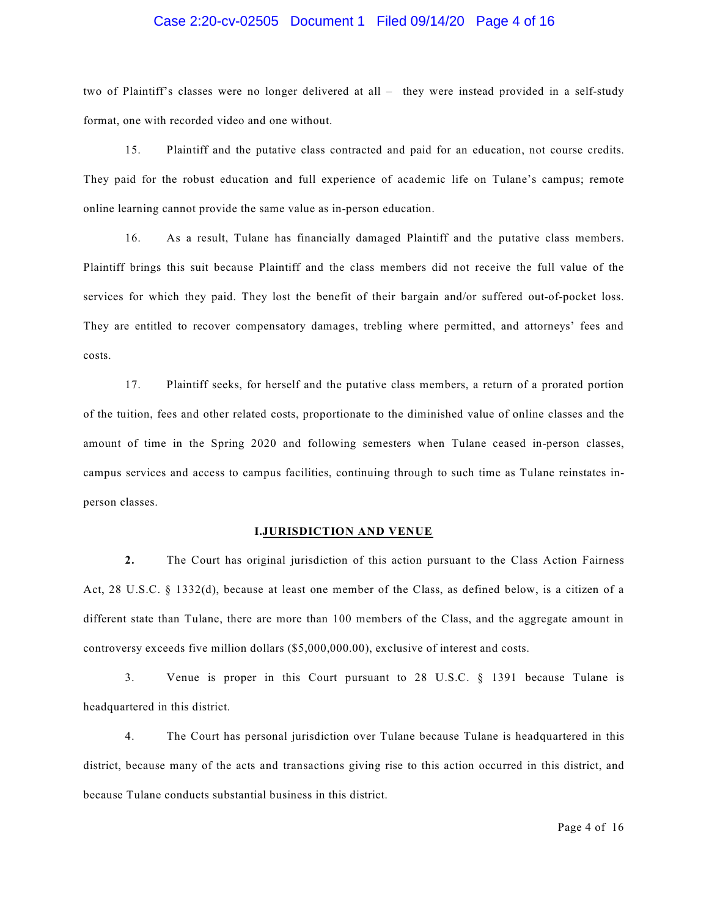two of Plaintiff's classes were no longer delivered at all – they were instead provided in a self-study format, one with recorded video and one without.

15. Plaintiff and the putative class contracted and paid for an education, not course credits. They paid for the robust education and full experience of academic life on Tulane's campus; remote online learning cannot provide the same value as in-person education.

16. As a result, Tulane has financially damaged Plaintiff and the putative class members. Plaintiff brings this suit because Plaintiff and the class members did not receive the full value of the services for which they paid. They lost the benefit of their bargain and/or suffered out-of-pocket loss. They are entitled to recover compensatory damages, trebling where permitted, and attorneys' fees and costs.

17. Plaintiff seeks, for herself and the putative class members, a return of a prorated portion of the tuition, fees and other related costs, proportionate to the diminished value of online classes and the amount of time in the Spring 2020 and following semesters when Tulane ceased in-person classes, campus services and access to campus facilities, continuing through to such time as Tulane reinstates in-person classes.

## I. JURISDICTION AND VENUE

**2.** The Court has original jurisdiction of this action pursuant to the Class Action Fairness Act, 28 U.S.C. § 1332(d), because at least one member of the Class, as defined below, is a citizen of a different state than Tulane, there are more than 100 members of the Class, and the aggregate amount in controversy exceeds five million dollars ($5,000,000.00), exclusive of interest and costs.

3. Venue is proper in this Court pursuant to 28 U.S.C. § 1391 because Tulane is headquartered in this district.

4. The Court has personal jurisdiction over Tulane because Tulane is headquartered in this district, because many of the acts and transactions giving rise to this action occurred in this district, and because Tulane conducts substantial business in this district.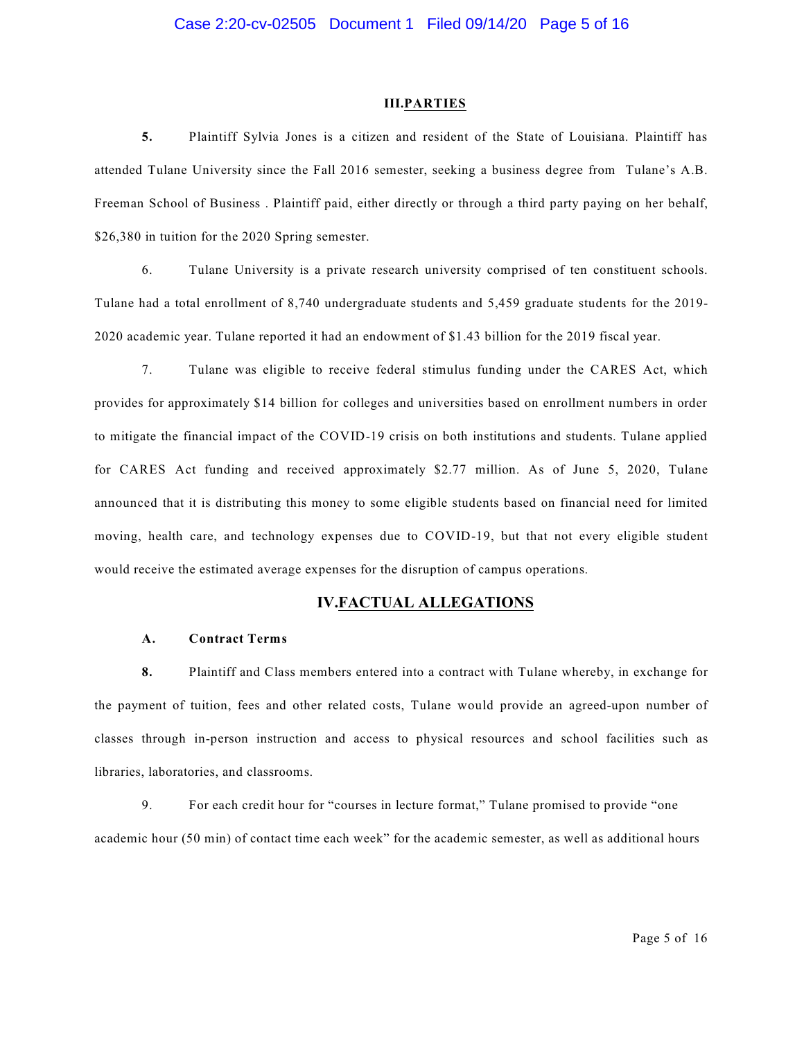## III. PARTIES

**5.** Plaintiff Sylvia Jones is a citizen and resident of the State of Louisiana. Plaintiff has attended Tulane University since the Fall 2016 semester, seeking a business degree from Tulane's A.B. Freeman School of Business . Plaintiff paid, either directly or through a third party paying on her behalf, $26,380 in tuition for the 2020 Spring semester.

6. Tulane University is a private research university comprised of ten constituent schools. Tulane had a total enrollment of 8,740 undergraduate students and 5,459 graduate students for the 2019-2020 academic year. Tulane reported it had an endowment of $1.43 billion for the 2019 fiscal year.

7. Tulane was eligible to receive federal stimulus funding under the CARES Act, which provides for approximately $14 billion for colleges and universities based on enrollment numbers in order to mitigate the financial impact of the COVID-19 crisis on both institutions and students. Tulane applied for CARES Act funding and received approximately $2.77 million. As of June 5, 2020, Tulane announced that it is distributing this money to some eligible students based on financial need for limited moving, health care, and technology expenses due to COVID-19, but that not every eligible student would receive the estimated average expenses for the disruption of campus operations.

## IV. FACTUAL ALLEGATIONS

### A. Contract Terms

**8.** Plaintiff and Class members entered into a contract with Tulane whereby, in exchange for the payment of tuition, fees and other related costs, Tulane would provide an agreed-upon number of classes through in-person instruction and access to physical resources and school facilities such as libraries, laboratories, and classrooms.

9. For each credit hour for "courses in lecture format," Tulane promised to provide "one academic hour (50 min) of contact time each week" for the academic semester, as well as additional hours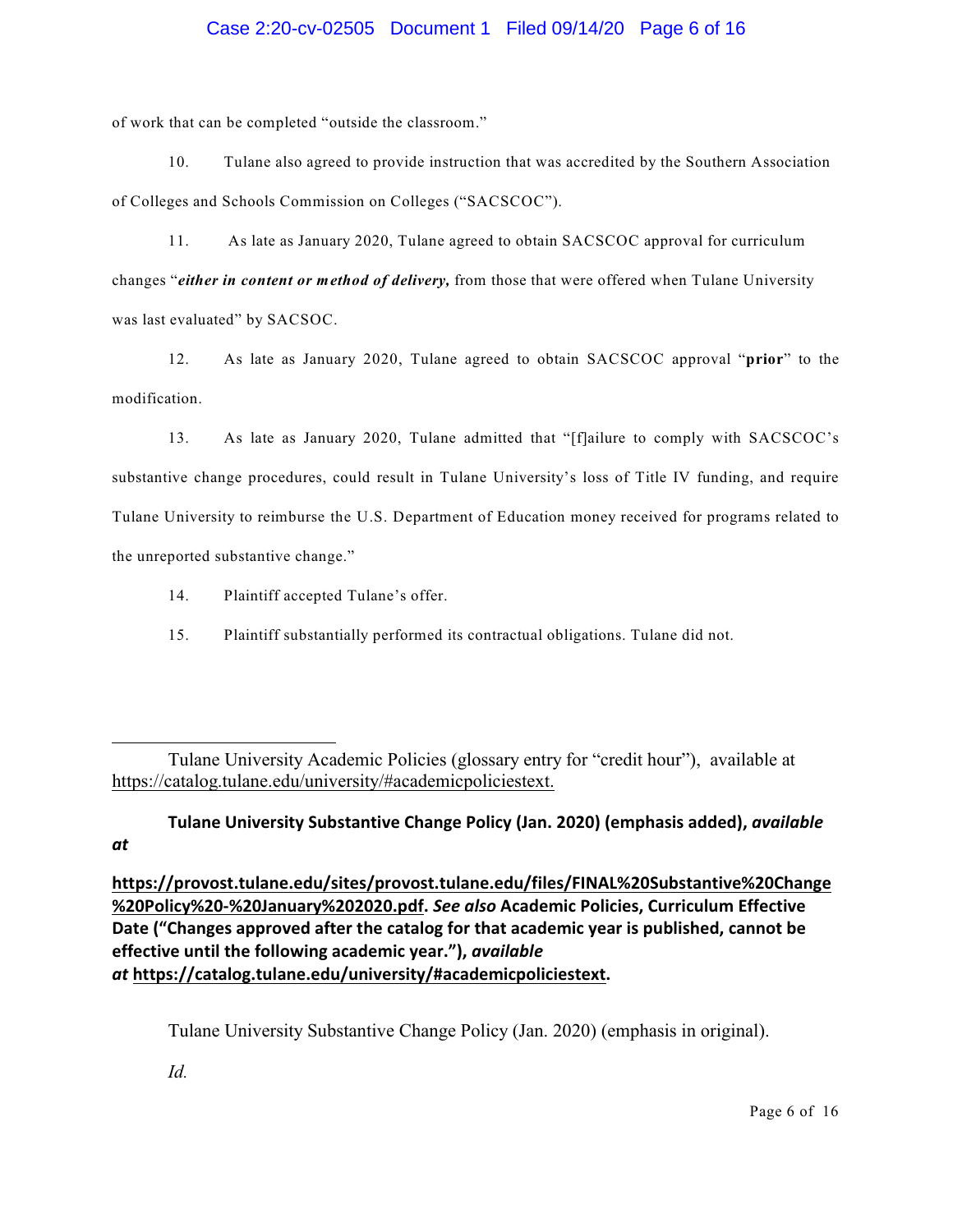of work that can be completed "outside the classroom."

10. Tulane also agreed to provide instruction that was accredited by the Southern Association of Colleges and Schools Commission on Colleges ("SACSCOC").

11. As late as January 2020, Tulane agreed to obtain SACSCOC approval for curriculum changes "***either in content or method of delivery,*** from those that were offered when Tulane University was last evaluated" by SACSOC.

12. As late as January 2020, Tulane agreed to obtain SACSCOC approval "**prior**" to the modification.

13. As late as January 2020, Tulane admitted that "[f]ailure to comply with SACSCOC's substantive change procedures, could result in Tulane University's loss of Title IV funding, and require Tulane University to reimburse the U.S. Department of Education money received for programs related to the unreported substantive change."

14. Plaintiff accepted Tulane's offer.

15. Plaintiff substantially performed its contractual obligations. Tulane did not.

---

Tulane University Academic Policies (glossary entry for "credit hour"), available at https://catalog.tulane.edu/university/#academicpoliciestext.

**Tulane University Substantive Change Policy (Jan. 2020) (emphasis added), *available at***

**https://provost.tulane.edu/sites/provost.tulane.edu/files/FINAL%20Substantive%20Change%20Policy%20-%20January%202020.pdf. *See also* Academic Policies, Curriculum Effective Date ("Changes approved after the catalog for that academic year is published, cannot be effective until the following academic year."), *available at* https://catalog.tulane.edu/university/#academicpoliciestext.**

Tulane University Substantive Change Policy (Jan. 2020) (emphasis in original).

*Id.*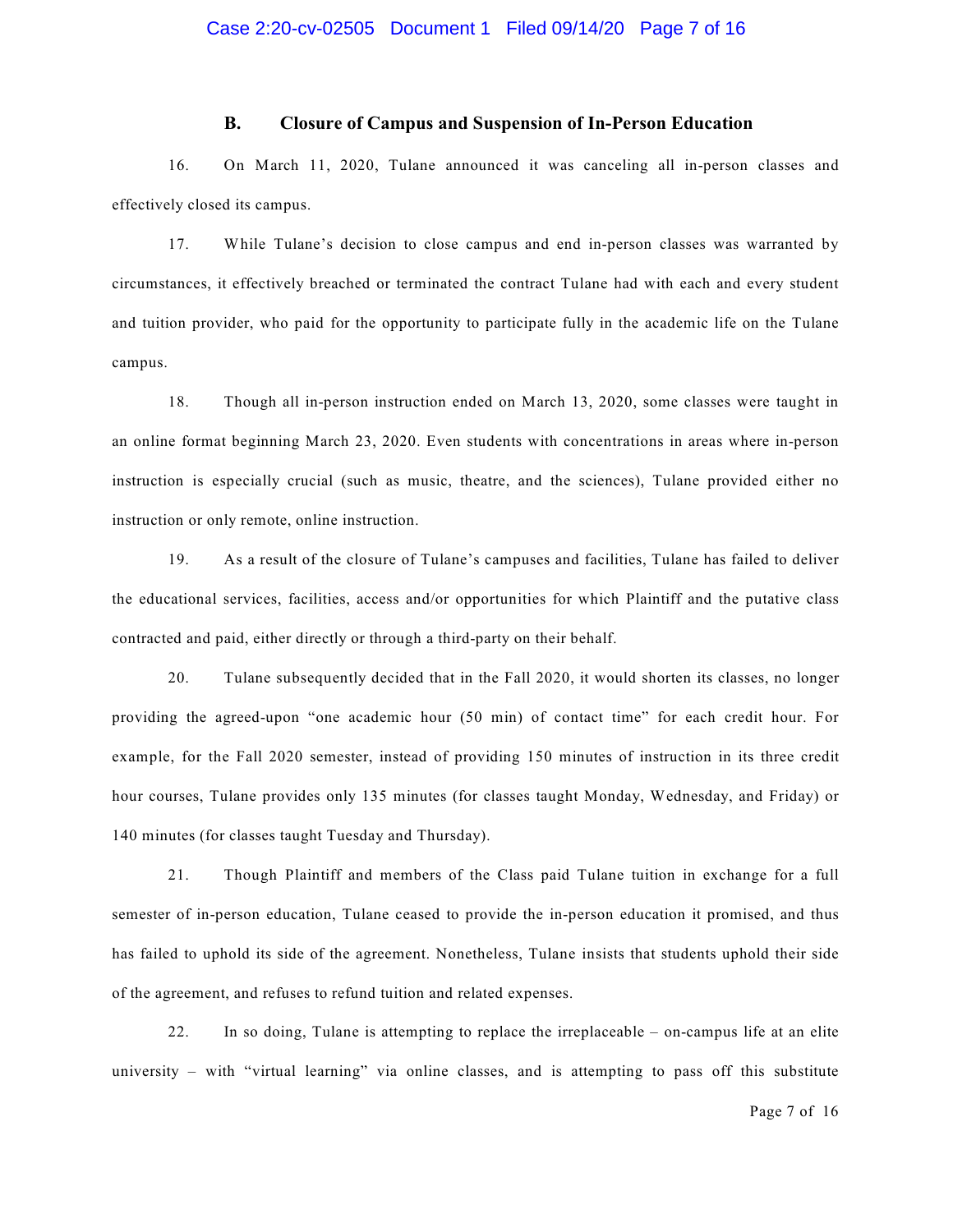### B. Closure of Campus and Suspension of In-Person Education

16. On March 11, 2020, Tulane announced it was canceling all in-person classes and effectively closed its campus.

17. While Tulane's decision to close campus and end in-person classes was warranted by circumstances, it effectively breached or terminated the contract Tulane had with each and every student and tuition provider, who paid for the opportunity to participate fully in the academic life on the Tulane campus.

18. Though all in-person instruction ended on March 13, 2020, some classes were taught in an online format beginning March 23, 2020. Even students with concentrations in areas where in-person instruction is especially crucial (such as music, theatre, and the sciences), Tulane provided either no instruction or only remote, online instruction.

19. As a result of the closure of Tulane's campuses and facilities, Tulane has failed to deliver the educational services, facilities, access and/or opportunities for which Plaintiff and the putative class contracted and paid, either directly or through a third-party on their behalf.

20. Tulane subsequently decided that in the Fall 2020, it would shorten its classes, no longer providing the agreed-upon "one academic hour (50 min) of contact time" for each credit hour. For example, for the Fall 2020 semester, instead of providing 150 minutes of instruction in its three credit hour courses, Tulane provides only 135 minutes (for classes taught Monday, Wednesday, and Friday) or 140 minutes (for classes taught Tuesday and Thursday).

21. Though Plaintiff and members of the Class paid Tulane tuition in exchange for a full semester of in-person education, Tulane ceased to provide the in-person education it promised, and thus has failed to uphold its side of the agreement. Nonetheless, Tulane insists that students uphold their side of the agreement, and refuses to refund tuition and related expenses.

22. In so doing, Tulane is attempting to replace the irreplaceable – on-campus life at an elite university – with "virtual learning" via online classes, and is attempting to pass off this substitute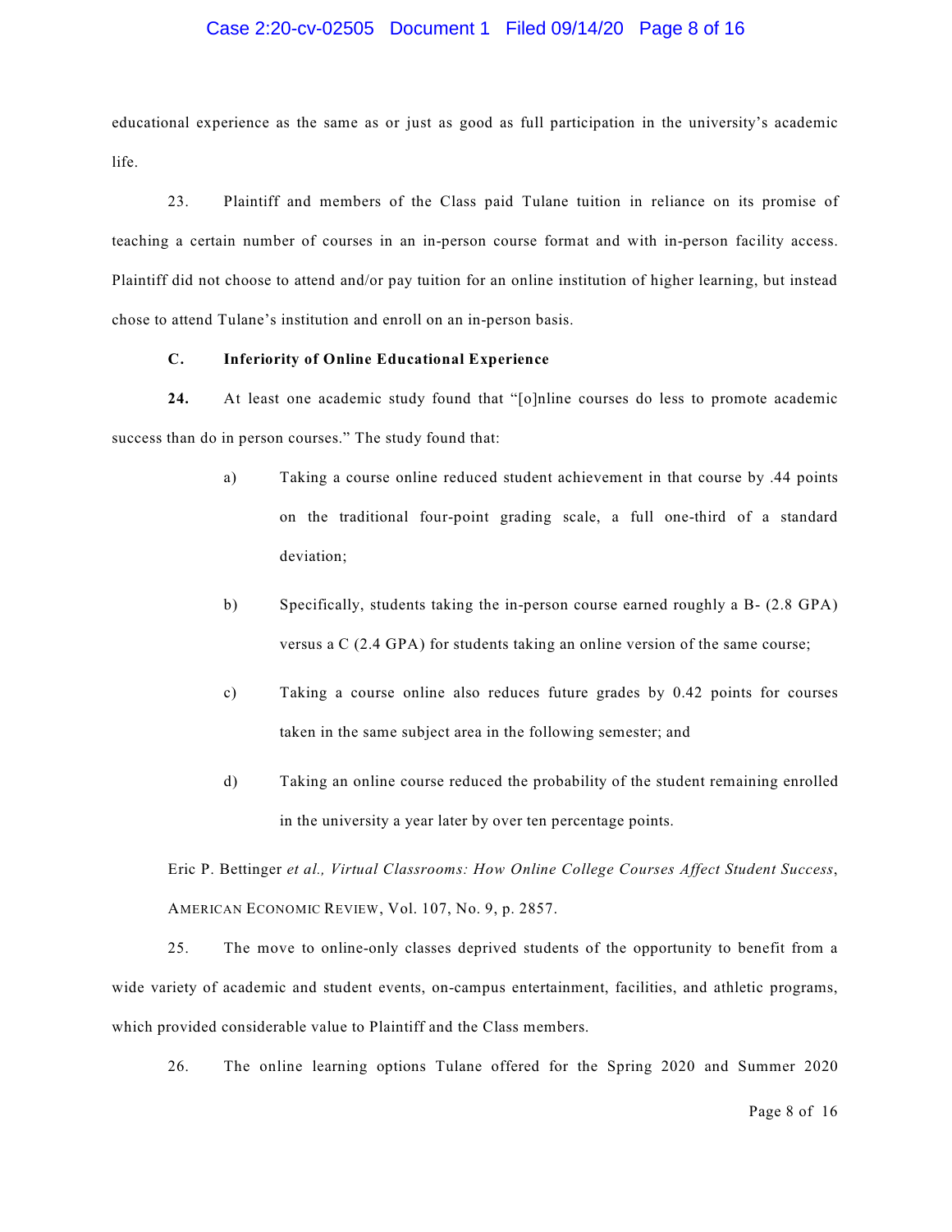educational experience as the same as or just as good as full participation in the university's academic life.

23. Plaintiff and members of the Class paid Tulane tuition in reliance on its promise of teaching a certain number of courses in an in-person course format and with in-person facility access. Plaintiff did not choose to attend and/or pay tuition for an online institution of higher learning, but instead chose to attend Tulane's institution and enroll on an in-person basis.

### C. Inferiority of Online Educational Experience

**24.** At least one academic study found that "[o]nline courses do less to promote academic success than do in person courses." The study found that:

> a) Taking a course online reduced student achievement in that course by .44 points on the traditional four-point grading scale, a full one-third of a standard deviation;
>
> b) Specifically, students taking the in-person course earned roughly a B- (2.8 GPA) versus a C (2.4 GPA) for students taking an online version of the same course;
>
> c) Taking a course online also reduces future grades by 0.42 points for courses taken in the same subject area in the following semester; and
>
> d) Taking an online course reduced the probability of the student remaining enrolled in the university a year later by over ten percentage points.

Eric P. Bettinger *et al., Virtual Classrooms: How Online College Courses Affect Student Success*, AMERICAN ECONOMIC REVIEW, Vol. 107, No. 9, p. 2857.

25. The move to online-only classes deprived students of the opportunity to benefit from a wide variety of academic and student events, on-campus entertainment, facilities, and athletic programs, which provided considerable value to Plaintiff and the Class members.

26. The online learning options Tulane offered for the Spring 2020 and Summer 2020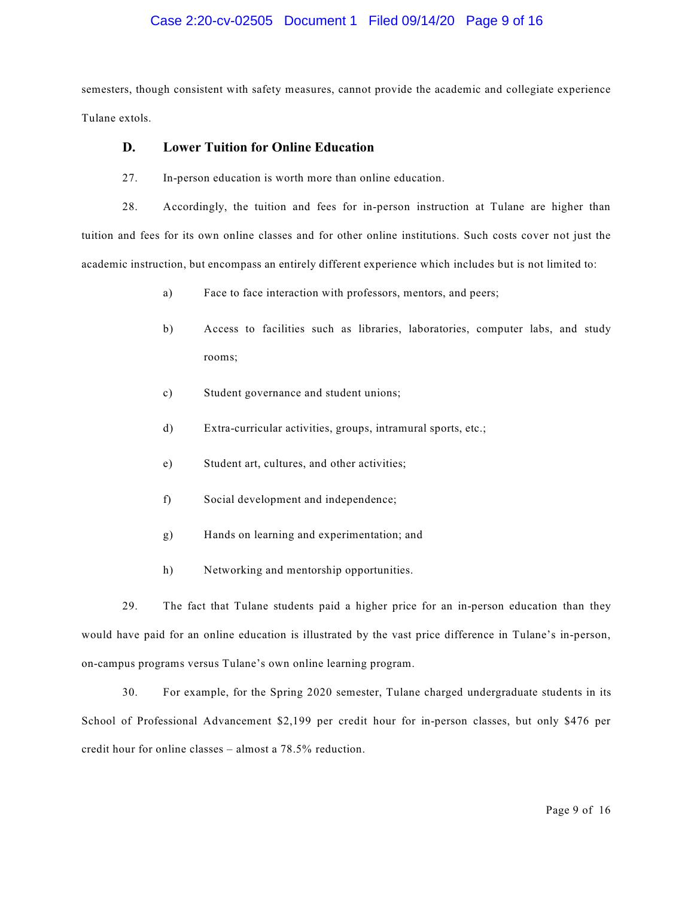semesters, though consistent with safety measures, cannot provide the academic and collegiate experience Tulane extols.

### D. Lower Tuition for Online Education

27. In-person education is worth more than online education.

28. Accordingly, the tuition and fees for in-person instruction at Tulane are higher than tuition and fees for its own online classes and for other online institutions. Such costs cover not just the academic instruction, but encompass an entirely different experience which includes but is not limited to:

  a) Face to face interaction with professors, mentors, and peers;

  b) Access to facilities such as libraries, laboratories, computer labs, and study rooms;

  c) Student governance and student unions;

  d) Extra-curricular activities, groups, intramural sports, etc.;

  e) Student art, cultures, and other activities;

  f) Social development and independence;

  g) Hands on learning and experimentation; and

  h) Networking and mentorship opportunities.

29. The fact that Tulane students paid a higher price for an in-person education than they would have paid for an online education is illustrated by the vast price difference in Tulane's in-person, on-campus programs versus Tulane's own online learning program.

30. For example, for the Spring 2020 semester, Tulane charged undergraduate students in its School of Professional Advancement $2,199 per credit hour for in-person classes, but only $476 per credit hour for online classes – almost a 78.5% reduction.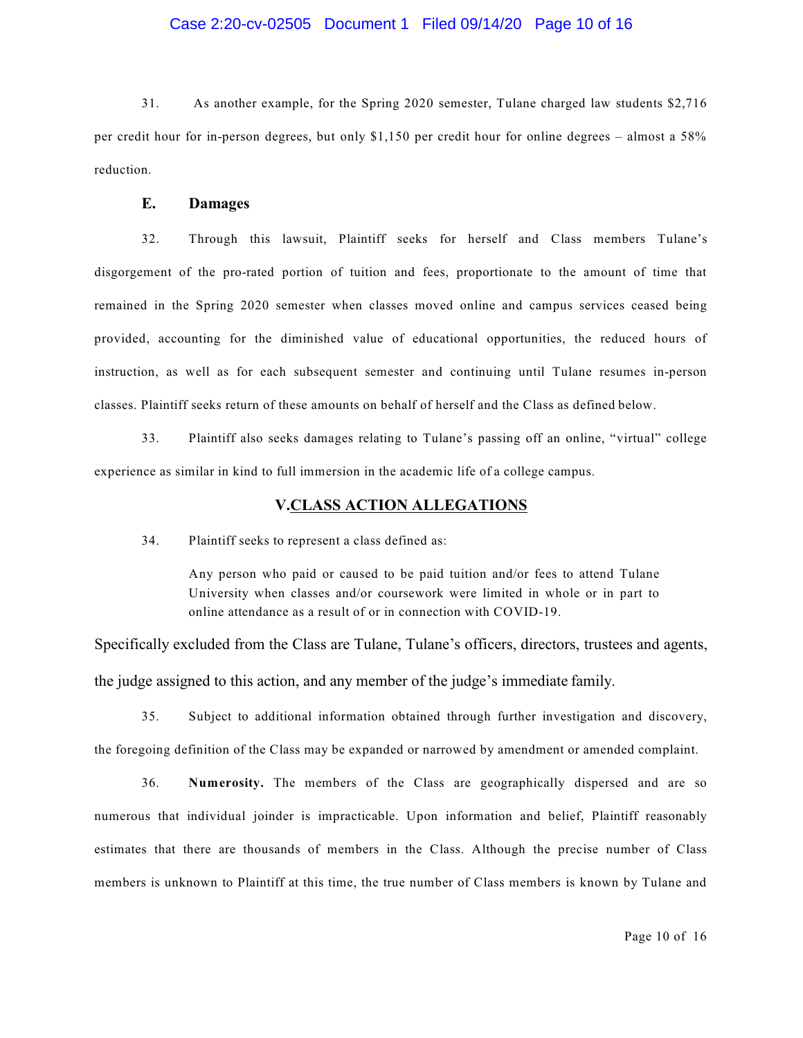31. As another example, for the Spring 2020 semester, Tulane charged law students $2,716 per credit hour for in-person degrees, but only $1,150 per credit hour for online degrees – almost a 58% reduction.

### E. Damages

32. Through this lawsuit, Plaintiff seeks for herself and Class members Tulane's disgorgement of the pro-rated portion of tuition and fees, proportionate to the amount of time that remained in the Spring 2020 semester when classes moved online and campus services ceased being provided, accounting for the diminished value of educational opportunities, the reduced hours of instruction, as well as for each subsequent semester and continuing until Tulane resumes in-person classes. Plaintiff seeks return of these amounts on behalf of herself and the Class as defined below.

33. Plaintiff also seeks damages relating to Tulane's passing off an online, "virtual" college experience as similar in kind to full immersion in the academic life of a college campus.

## V. CLASS ACTION ALLEGATIONS

34. Plaintiff seeks to represent a class defined as:

> Any person who paid or caused to be paid tuition and/or fees to attend Tulane University when classes and/or coursework were limited in whole or in part to online attendance as a result of or in connection with COVID-19.

Specifically excluded from the Class are Tulane, Tulane's officers, directors, trustees and agents, the judge assigned to this action, and any member of the judge's immediate family.

35. Subject to additional information obtained through further investigation and discovery, the foregoing definition of the Class may be expanded or narrowed by amendment or amended complaint.

36. **Numerosity.** The members of the Class are geographically dispersed and are so numerous that individual joinder is impracticable. Upon information and belief, Plaintiff reasonably estimates that there are thousands of members in the Class. Although the precise number of Class members is unknown to Plaintiff at this time, the true number of Class members is known by Tulane and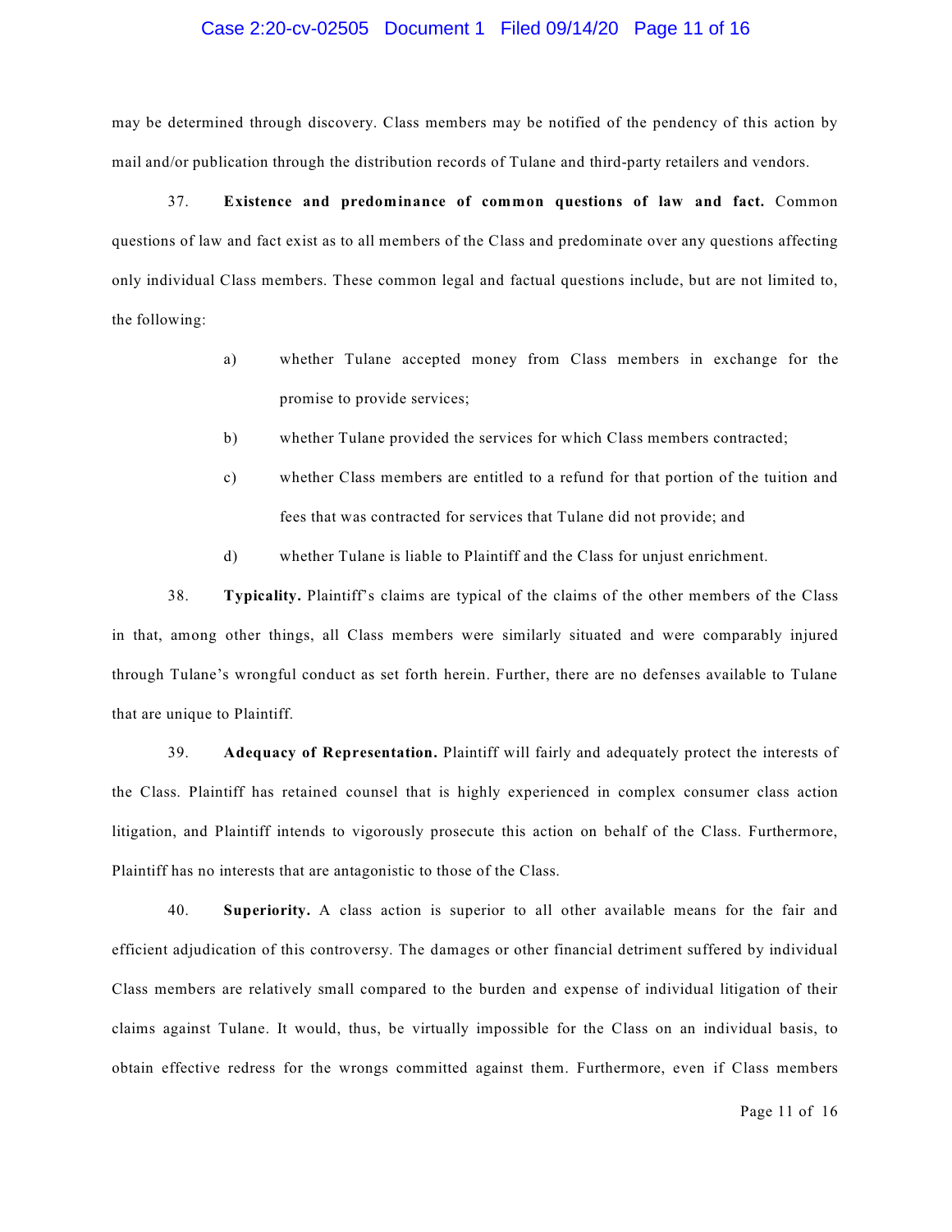may be determined through discovery. Class members may be notified of the pendency of this action by mail and/or publication through the distribution records of Tulane and third-party retailers and vendors.

37. **Existence and predominance of common questions of law and fact.** Common questions of law and fact exist as to all members of the Class and predominate over any questions affecting only individual Class members. These common legal and factual questions include, but are not limited to, the following:

a) whether Tulane accepted money from Class members in exchange for the promise to provide services;

b) whether Tulane provided the services for which Class members contracted;

c) whether Class members are entitled to a refund for that portion of the tuition and fees that was contracted for services that Tulane did not provide; and

d) whether Tulane is liable to Plaintiff and the Class for unjust enrichment.

38. **Typicality.** Plaintiff's claims are typical of the claims of the other members of the Class in that, among other things, all Class members were similarly situated and were comparably injured through Tulane's wrongful conduct as set forth herein. Further, there are no defenses available to Tulane that are unique to Plaintiff.

39. **Adequacy of Representation.** Plaintiff will fairly and adequately protect the interests of the Class. Plaintiff has retained counsel that is highly experienced in complex consumer class action litigation, and Plaintiff intends to vigorously prosecute this action on behalf of the Class. Furthermore, Plaintiff has no interests that are antagonistic to those of the Class.

40. **Superiority.** A class action is superior to all other available means for the fair and efficient adjudication of this controversy. The damages or other financial detriment suffered by individual Class members are relatively small compared to the burden and expense of individual litigation of their claims against Tulane. It would, thus, be virtually impossible for the Class on an individual basis, to obtain effective redress for the wrongs committed against them. Furthermore, even if Class members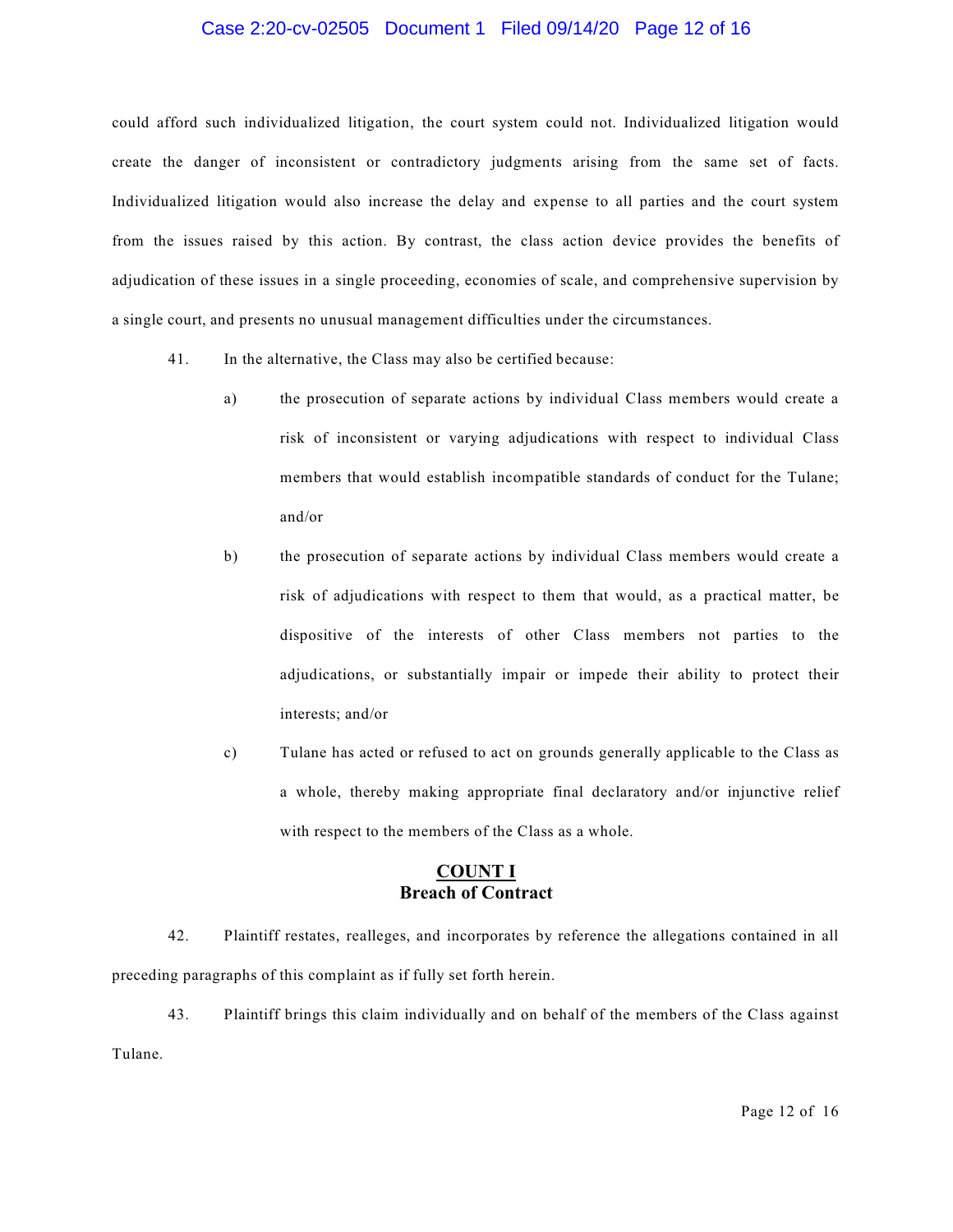could afford such individualized litigation, the court system could not. Individualized litigation would create the danger of inconsistent or contradictory judgments arising from the same set of facts. Individualized litigation would also increase the delay and expense to all parties and the court system from the issues raised by this action. By contrast, the class action device provides the benefits of adjudication of these issues in a single proceeding, economies of scale, and comprehensive supervision by a single court, and presents no unusual management difficulties under the circumstances.

41. In the alternative, the Class may also be certified because:

a) the prosecution of separate actions by individual Class members would create a risk of inconsistent or varying adjudications with respect to individual Class members that would establish incompatible standards of conduct for the Tulane; and/or

b) the prosecution of separate actions by individual Class members would create a risk of adjudications with respect to them that would, as a practical matter, be dispositive of the interests of other Class members not parties to the adjudications, or substantially impair or impede their ability to protect their interests; and/or

c) Tulane has acted or refused to act on grounds generally applicable to the Class as a whole, thereby making appropriate final declaratory and/or injunctive relief with respect to the members of the Class as a whole.

## <u>COUNT I</u>
## Breach of Contract

42. Plaintiff restates, realleges, and incorporates by reference the allegations contained in all preceding paragraphs of this complaint as if fully set forth herein.

43. Plaintiff brings this claim individually and on behalf of the members of the Class against Tulane.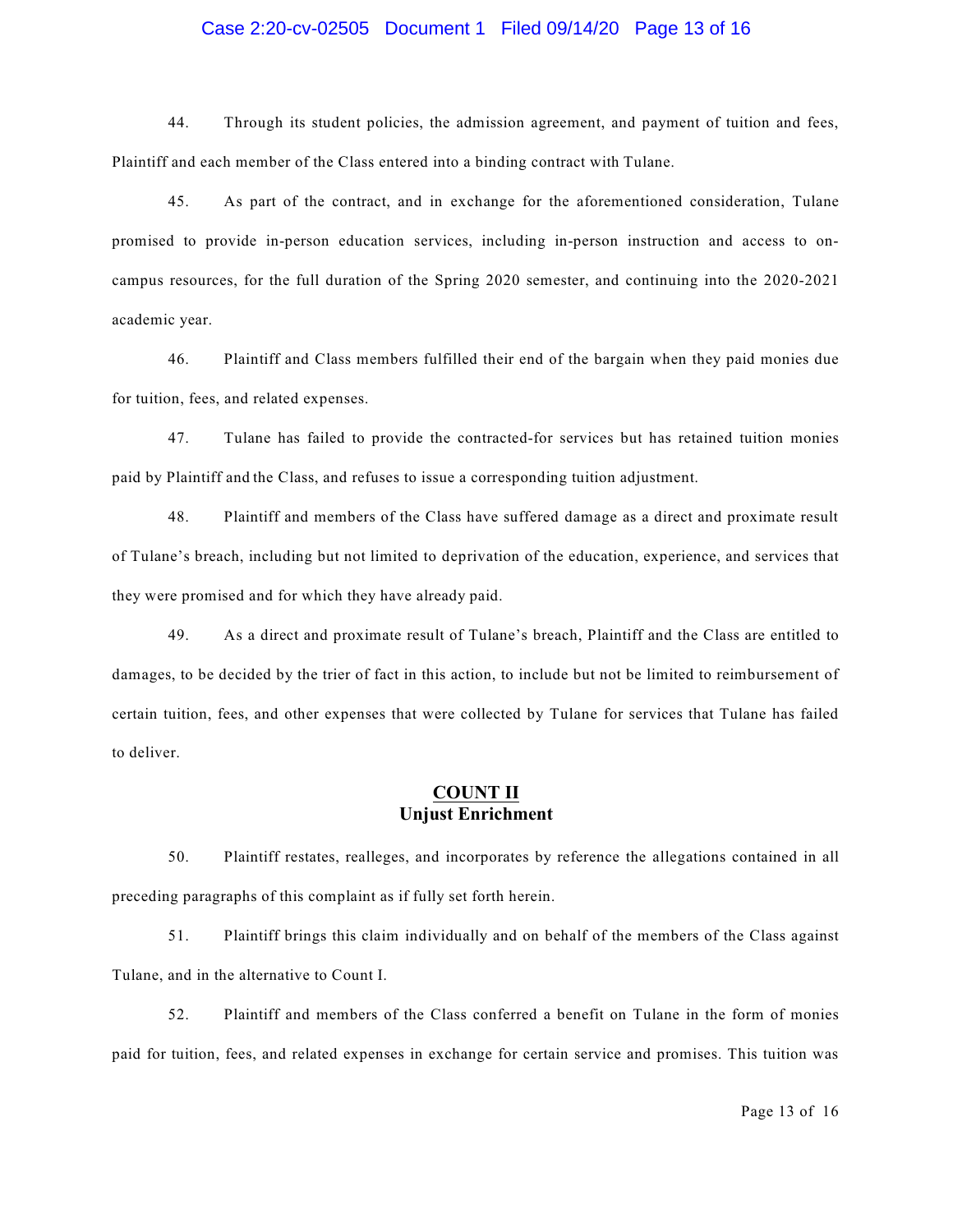44. Through its student policies, the admission agreement, and payment of tuition and fees, Plaintiff and each member of the Class entered into a binding contract with Tulane.

45. As part of the contract, and in exchange for the aforementioned consideration, Tulane promised to provide in-person education services, including in-person instruction and access to on-campus resources, for the full duration of the Spring 2020 semester, and continuing into the 2020-2021 academic year.

46. Plaintiff and Class members fulfilled their end of the bargain when they paid monies due for tuition, fees, and related expenses.

47. Tulane has failed to provide the contracted-for services but has retained tuition monies paid by Plaintiff and the Class, and refuses to issue a corresponding tuition adjustment.

48. Plaintiff and members of the Class have suffered damage as a direct and proximate result of Tulane's breach, including but not limited to deprivation of the education, experience, and services that they were promised and for which they have already paid.

49. As a direct and proximate result of Tulane's breach, Plaintiff and the Class are entitled to damages, to be decided by the trier of fact in this action, to include but not be limited to reimbursement of certain tuition, fees, and other expenses that were collected by Tulane for services that Tulane has failed to deliver.

## COUNT II
## Unjust Enrichment

50. Plaintiff restates, realleges, and incorporates by reference the allegations contained in all preceding paragraphs of this complaint as if fully set forth herein.

51. Plaintiff brings this claim individually and on behalf of the members of the Class against Tulane, and in the alternative to Count I.

52. Plaintiff and members of the Class conferred a benefit on Tulane in the form of monies paid for tuition, fees, and related expenses in exchange for certain service and promises. This tuition was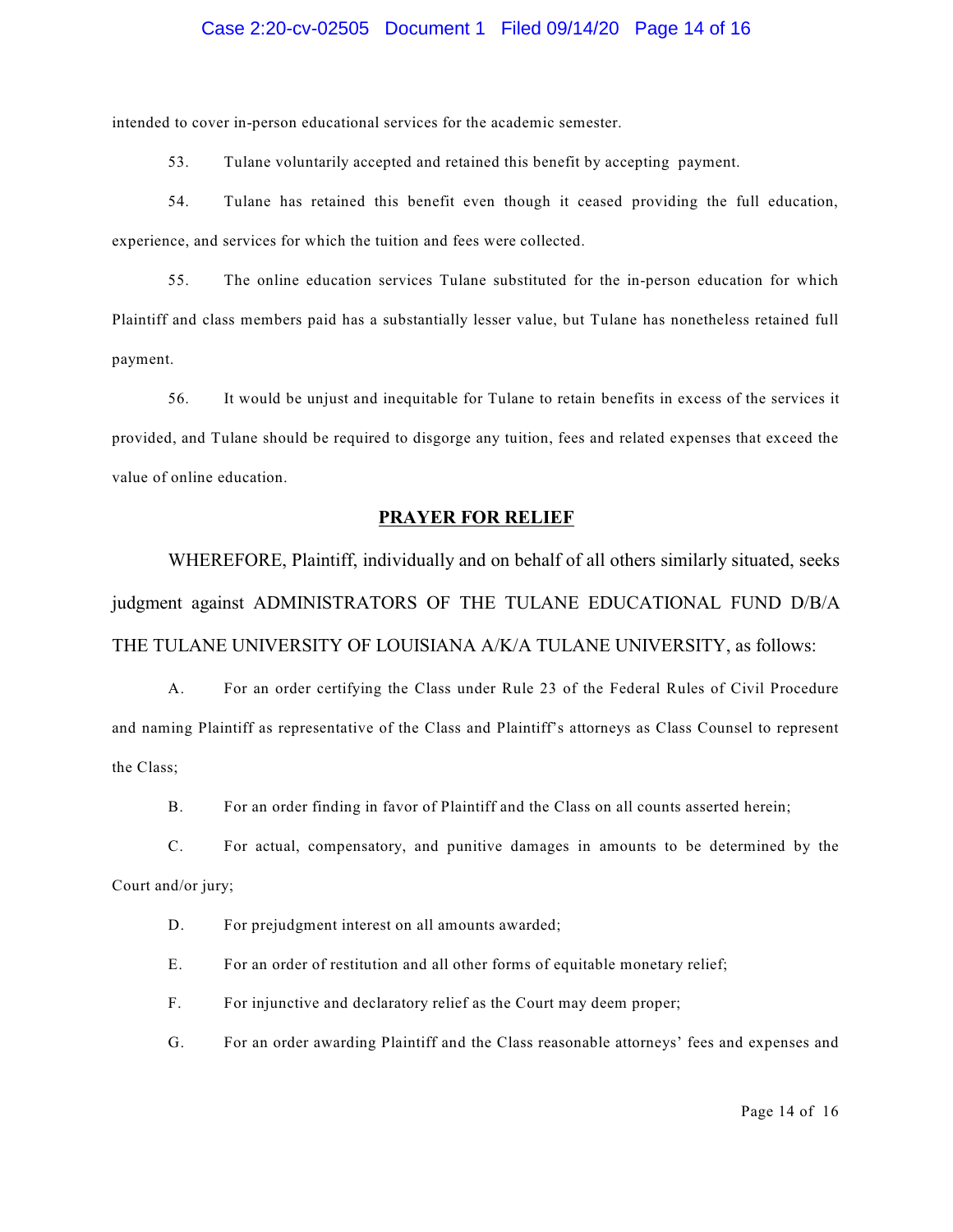intended to cover in-person educational services for the academic semester.

53. Tulane voluntarily accepted and retained this benefit by accepting payment.

54. Tulane has retained this benefit even though it ceased providing the full education, experience, and services for which the tuition and fees were collected.

55. The online education services Tulane substituted for the in-person education for which Plaintiff and class members paid has a substantially lesser value, but Tulane has nonetheless retained full payment.

56. It would be unjust and inequitable for Tulane to retain benefits in excess of the services it provided, and Tulane should be required to disgorge any tuition, fees and related expenses that exceed the value of online education.

## PRAYER FOR RELIEF

WHEREFORE, Plaintiff, individually and on behalf of all others similarly situated, seeks judgment against ADMINISTRATORS OF THE TULANE EDUCATIONAL FUND D/B/A THE TULANE UNIVERSITY OF LOUISIANA A/K/A TULANE UNIVERSITY, as follows:

A. For an order certifying the Class under Rule 23 of the Federal Rules of Civil Procedure and naming Plaintiff as representative of the Class and Plaintiff's attorneys as Class Counsel to represent the Class;

B. For an order finding in favor of Plaintiff and the Class on all counts asserted herein;

C. For actual, compensatory, and punitive damages in amounts to be determined by the Court and/or jury;

D. For prejudgment interest on all amounts awarded;

E. For an order of restitution and all other forms of equitable monetary relief;

F. For injunctive and declaratory relief as the Court may deem proper;

G. For an order awarding Plaintiff and the Class reasonable attorneys' fees and expenses and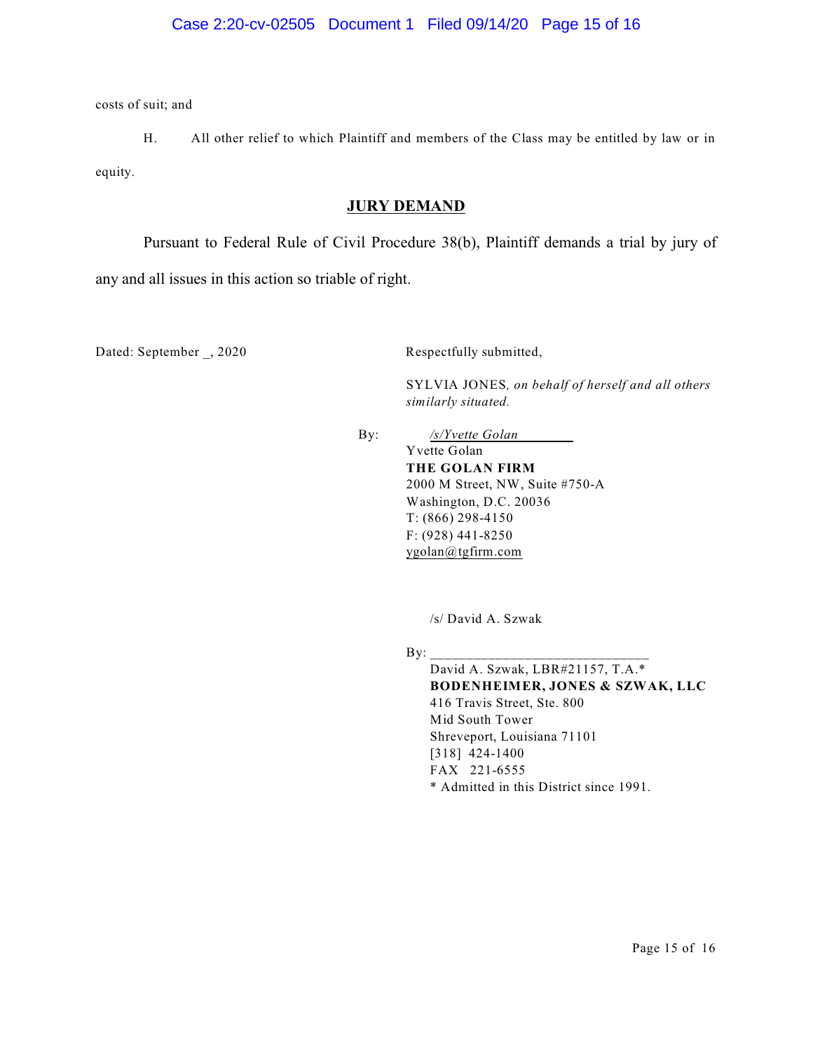costs of suit; and

H. All other relief to which Plaintiff and members of the Class may be entitled by law or in equity.

## JURY DEMAND

Pursuant to Federal Rule of Civil Procedure 38(b), Plaintiff demands a trial by jury of any and all issues in this action so triable of right.

Dated: September _, 2020

Respectfully submitted,

SYLVIA JONES, *on behalf of herself and all others similarly situated.*

By: */s/Yvette Golan*
Yvette Golan
**THE GOLAN FIRM**
2000 M Street, NW, Suite #750-A
Washington, D.C. 20036
T: (866) 298-4150
F: (928) 441-8250
ygolan@tgfirm.com

/s/ David A. Szwak

By: ______________________________
David A. Szwak, LBR#21157, T.A.*
**BODENHEIMER, JONES & SZWAK, LLC**
416 Travis Street, Ste. 800
Mid South Tower
Shreveport, Louisiana 71101
[318] 424-1400
FAX 221-6555
* Admitted in this District since 1991.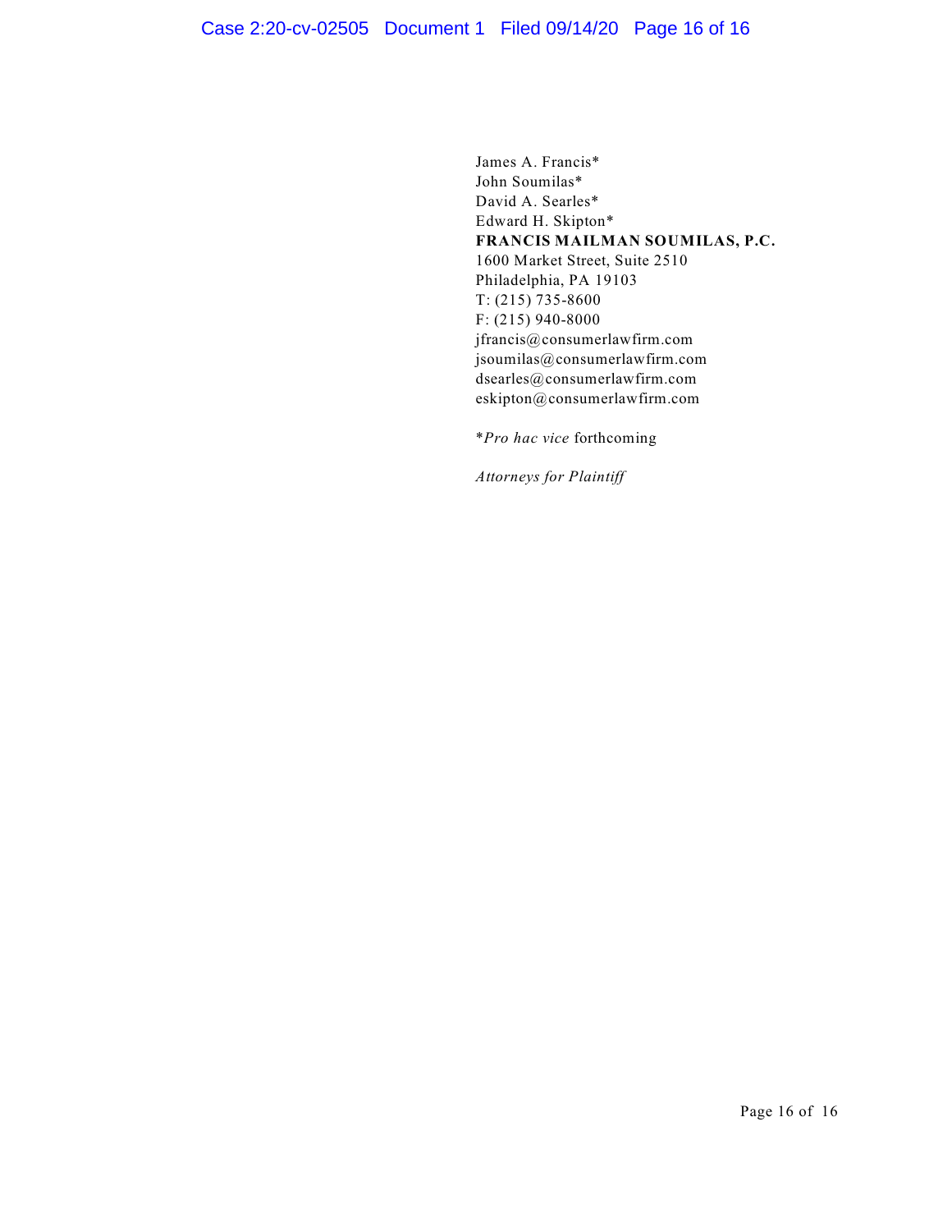James A. Francis*
John Soumilas*
David A. Searles*
Edward H. Skipton*
**FRANCIS MAILMAN SOUMILAS, P.C.**
1600 Market Street, Suite 2510
Philadelphia, PA 19103
T: (215) 735-8600
F: (215) 940-8000
jfrancis@consumerlawfirm.com
jsoumilas@consumerlawfirm.com
dsearles@consumerlawfirm.com
eskipton@consumerlawfirm.com

*\*Pro hac vice* forthcoming

*Attorneys for Plaintiff*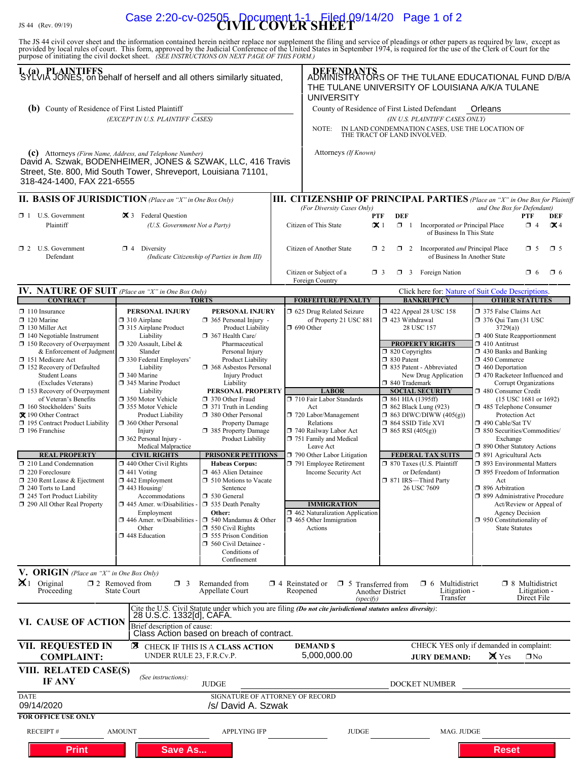JS 44 (Rev. 09/19)

# CIVIL COVER SHEET

The JS 44 civil cover sheet and the information contained herein neither replace nor supplement the filing and service of pleadings or other papers as required by law, except as provided by local rules of court. This form, approved by the Judicial Conference of the United States in September 1974, is required for the use of the Clerk of Court for the purpose of initiating the civil docket sheet. *(SEE INSTRUCTIONS ON NEXT PAGE OF THIS FORM.)*

## I. (a) PLAINTIFFS

SYLVIA JONES, on behalf of herself and all others similarly situated,

## DEFENDANTS

ADMINISTRATORS OF THE TULANE EDUCATIONAL FUND D/B/A THE TULANE UNIVERSITY OF LOUISIANA A/K/A TULANE UNIVERSITY

**(b)** County of Residence of First Listed Plaintiff
*(EXCEPT IN U.S. PLAINTIFF CASES)*

County of Residence of First Listed Defendant: Orleans
*(IN U.S. PLAINTIFF CASES ONLY)*

NOTE: IN LAND CONDEMNATION CASES, USE THE LOCATION OF THE TRACT OF LAND INVOLVED.

**(c)** Attorneys *(Firm Name, Address, and Telephone Number)*
David A. Szwak, BODENHEIMER, JONES & SZWAK, LLC, 416 Travis Street, Ste. 800, Mid South Tower, Shreveport, Louisiana 71101, 318-424-1400, FAX 221-6555

Attorneys *(If Known)*

## II. BASIS OF JURISDICTION *(Place an "X" in One Box Only)*

- ☐ 1 U.S. Government Plaintiff
- ☒ 3 Federal Question (U.S. Government Not a Party)
- ☐ 2 U.S. Government Defendant
- ☐ 4 Diversity (Indicate Citizenship of Parties in Item III)

## III. CITIZENSHIP OF PRINCIPAL PARTIES *(Place an "X" in One Box for Plaintiff and One Box for Defendant)* *(For Diversity Cases Only)*

| | PTF | DEF | | PTF | DEF |
|---|---|---|---|---|---|
| Citizen of This State | ☒ 1 | ☐ 1 | Incorporated *or* Principal Place of Business In This State | ☐ 4 | ☒ 4 |
| Citizen of Another State | ☐ 2 | ☐ 2 | Incorporated *and* Principal Place of Business In Another State | ☐ 5 | ☐ 5 |
| Citizen or Subject of a Foreign Country | ☐ 3 | ☐ 3 | Foreign Nation | ☐ 6 | ☐ 6 |

## IV. NATURE OF SUIT *(Place an "X" in One Box Only)*

Click here for: Nature of Suit Code Descriptions.

**CONTRACT**
- ☐ 110 Insurance
- ☐ 120 Marine
- ☐ 130 Miller Act
- ☐ 140 Negotiable Instrument
- ☐ 150 Recovery of Overpayment & Enforcement of Judgment
- ☐ 151 Medicare Act
- ☐ 152 Recovery of Defaulted Student Loans (Excludes Veterans)
- ☐ 153 Recovery of Overpayment of Veteran's Benefits
- ☐ 160 Stockholders' Suits
- ☒ 190 Other Contract
- ☐ 195 Contract Product Liability
- ☐ 196 Franchise

**REAL PROPERTY**
- ☐ 210 Land Condemnation
- ☐ 220 Foreclosure
- ☐ 230 Rent Lease & Ejectment
- ☐ 240 Torts to Land
- ☐ 245 Tort Product Liability
- ☐ 290 All Other Real Property

**TORTS**

PERSONAL INJURY
- ☐ 310 Airplane
- ☐ 315 Airplane Product Liability
- ☐ 320 Assault, Libel & Slander
- ☐ 330 Federal Employers' Liability
- ☐ 340 Marine
- ☐ 345 Marine Product Liability
- ☐ 350 Motor Vehicle
- ☐ 355 Motor Vehicle Product Liability
- ☐ 360 Other Personal Injury
- ☐ 362 Personal Injury - Medical Malpractice

PERSONAL INJURY
- ☐ 365 Personal Injury - Product Liability
- ☐ 367 Health Care/ Pharmaceutical Personal Injury Product Liability
- ☐ 368 Asbestos Personal Injury Product Liability

PERSONAL PROPERTY
- ☐ 370 Other Fraud
- ☐ 371 Truth in Lending
- ☐ 380 Other Personal Property Damage
- ☐ 385 Property Damage Product Liability

**CIVIL RIGHTS**
- ☐ 440 Other Civil Rights
- ☐ 441 Voting
- ☐ 442 Employment
- ☐ 443 Housing/ Accommodations
- ☐ 445 Amer. w/Disabilities - Employment
- ☐ 446 Amer. w/Disabilities - Other
- ☐ 448 Education

**PRISONER PETITIONS**

Habeas Corpus:
- ☐ 463 Alien Detainee
- ☐ 510 Motions to Vacate Sentence
- ☐ 530 General
- ☐ 535 Death Penalty

Other:
- ☐ 540 Mandamus & Other
- ☐ 550 Civil Rights
- ☐ 555 Prison Condition
- ☐ 560 Civil Detainee - Conditions of Confinement

**FORFEITURE/PENALTY**
- ☐ 625 Drug Related Seizure of Property 21 USC 881
- ☐ 690 Other

**LABOR**
- ☐ 710 Fair Labor Standards Act
- ☐ 720 Labor/Management Relations
- ☐ 740 Railway Labor Act
- ☐ 751 Family and Medical Leave Act
- ☐ 790 Other Labor Litigation
- ☐ 791 Employee Retirement Income Security Act

**IMMIGRATION**
- ☐ 462 Naturalization Application
- ☐ 465 Other Immigration Actions

**BANKRUPTCY**
- ☐ 422 Appeal 28 USC 158
- ☐ 423 Withdrawal 28 USC 157

**PROPERTY RIGHTS**
- ☐ 820 Copyrights
- ☐ 830 Patent
- ☐ 835 Patent - Abbreviated New Drug Application
- ☐ 840 Trademark

**SOCIAL SECURITY**
- ☐ 861 HIA (1395ff)
- ☐ 862 Black Lung (923)
- ☐ 863 DIWC/DIWW (405(g))
- ☐ 864 SSID Title XVI
- ☐ 865 RSI (405(g))

**FEDERAL TAX SUITS**
- ☐ 870 Taxes (U.S. Plaintiff or Defendant)
- ☐ 871 IRS—Third Party 26 USC 7609

**OTHER STATUTES**
- ☐ 375 False Claims Act
- ☐ 376 Qui Tam (31 USC 3729(a))
- ☐ 400 State Reapportionment
- ☐ 410 Antitrust
- ☐ 430 Banks and Banking
- ☐ 450 Commerce
- ☐ 460 Deportation
- ☐ 470 Racketeer Influenced and Corrupt Organizations
- ☐ 480 Consumer Credit (15 USC 1681 or 1692)
- ☐ 485 Telephone Consumer Protection Act
- ☐ 490 Cable/Sat TV
- ☐ 850 Securities/Commodities/ Exchange
- ☐ 890 Other Statutory Actions
- ☐ 891 Agricultural Acts
- ☐ 893 Environmental Matters
- ☐ 895 Freedom of Information Act
- ☐ 896 Arbitration
- ☐ 899 Administrative Procedure Act/Review or Appeal of Agency Decision
- ☐ 950 Constitutionality of State Statutes

## V. ORIGIN *(Place an "X" in One Box Only)*

- ☒ 1 Original Proceeding
- ☐ 2 Removed from State Court
- ☐ 3 Remanded from Appellate Court
- ☐ 4 Reinstated or Reopened
- ☐ 5 Transferred from Another District *(specify)*
- ☐ 6 Multidistrict Litigation - Transfer
- ☐ 8 Multidistrict Litigation - Direct File

## VI. CAUSE OF ACTION

Cite the U.S. Civil Statute under which you are filing *(Do not cite jurisdictional statutes unless diversity)*:
28 U.S.C. 1332[d], CAFA.

Brief description of cause:
Class Action based on breach of contract.

## VII. REQUESTED IN COMPLAINT:

☒ CHECK IF THIS IS A **CLASS ACTION** UNDER RULE 23, F.R.Cv.P.

**DEMAND $** 5,000,000.00

CHECK YES only if demanded in complaint:
**JURY DEMAND:** ☒ Yes ☐ No

## VIII. RELATED CASE(S) IF ANY

*(See instructions):* JUDGE DOCKET NUMBER

DATE: 09/14/2020

SIGNATURE OF ATTORNEY OF RECORD: /s/ David A. Szwak

**FOR OFFICE USE ONLY**

RECEIPT # AMOUNT APPLYING IFP JUDGE MAG. JUDGE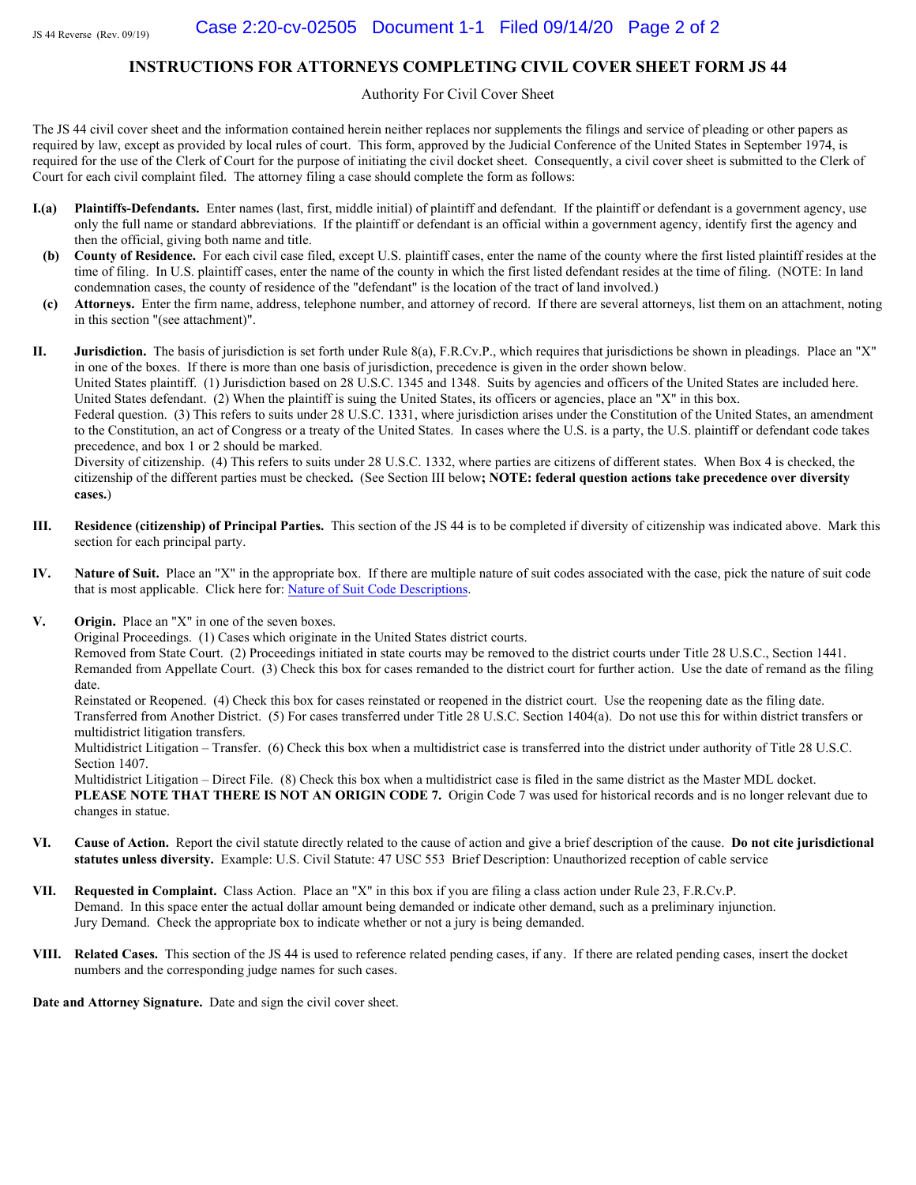# INSTRUCTIONS FOR ATTORNEYS COMPLETING CIVIL COVER SHEET FORM JS 44

Authority For Civil Cover Sheet

The JS 44 civil cover sheet and the information contained herein neither replaces nor supplements the filings and service of pleading or other papers as required by law, except as provided by local rules of court. This form, approved by the Judicial Conference of the United States in September 1974, is required for the use of the Clerk of Court for the purpose of initiating the civil docket sheet. Consequently, a civil cover sheet is submitted to the Clerk of Court for each civil complaint filed. The attorney filing a case should complete the form as follows:

**I.(a)** **Plaintiffs-Defendants.** Enter names (last, first, middle initial) of plaintiff and defendant. If the plaintiff or defendant is a government agency, use only the full name or standard abbreviations. If the plaintiff or defendant is an official within a government agency, identify first the agency and then the official, giving both name and title.

**(b)** **County of Residence.** For each civil case filed, except U.S. plaintiff cases, enter the name of the county where the first listed plaintiff resides at the time of filing. In U.S. plaintiff cases, enter the name of the county in which the first listed defendant resides at the time of filing. (NOTE: In land condemnation cases, the county of residence of the "defendant" is the location of the tract of land involved.)

**(c)** **Attorneys.** Enter the firm name, address, telephone number, and attorney of record. If there are several attorneys, list them on an attachment, noting in this section "(see attachment)".

**II.** **Jurisdiction.** The basis of jurisdiction is set forth under Rule 8(a), F.R.Cv.P., which requires that jurisdictions be shown in pleadings. Place an "X" in one of the boxes. If there is more than one basis of jurisdiction, precedence is given in the order shown below.
United States plaintiff. (1) Jurisdiction based on 28 U.S.C. 1345 and 1348. Suits by agencies and officers of the United States are included here.
United States defendant. (2) When the plaintiff is suing the United States, its officers or agencies, place an "X" in this box.
Federal question. (3) This refers to suits under 28 U.S.C. 1331, where jurisdiction arises under the Constitution of the United States, an amendment to the Constitution, an act of Congress or a treaty of the United States. In cases where the U.S. is a party, the U.S. plaintiff or defendant code takes precedence, and box 1 or 2 should be marked.
Diversity of citizenship. (4) This refers to suits under 28 U.S.C. 1332, where parties are citizens of different states. When Box 4 is checked, the citizenship of the different parties must be checked**.** (See Section III below**; NOTE: federal question actions take precedence over diversity cases.**)

**III.** **Residence (citizenship) of Principal Parties.** This section of the JS 44 is to be completed if diversity of citizenship was indicated above. Mark this section for each principal party.

**IV.** **Nature of Suit.** Place an "X" in the appropriate box. If there are multiple nature of suit codes associated with the case, pick the nature of suit code that is most applicable. Click here for: Nature of Suit Code Descriptions.

**V.** **Origin.** Place an "X" in one of the seven boxes.
Original Proceedings. (1) Cases which originate in the United States district courts.
Removed from State Court. (2) Proceedings initiated in state courts may be removed to the district courts under Title 28 U.S.C., Section 1441.
Remanded from Appellate Court. (3) Check this box for cases remanded to the district court for further action. Use the date of remand as the filing date.
Reinstated or Reopened. (4) Check this box for cases reinstated or reopened in the district court. Use the reopening date as the filing date.
Transferred from Another District. (5) For cases transferred under Title 28 U.S.C. Section 1404(a). Do not use this for within district transfers or multidistrict litigation transfers.
Multidistrict Litigation – Transfer. (6) Check this box when a multidistrict case is transferred into the district under authority of Title 28 U.S.C. Section 1407.
Multidistrict Litigation – Direct File. (8) Check this box when a multidistrict case is filed in the same district as the Master MDL docket.
**PLEASE NOTE THAT THERE IS NOT AN ORIGIN CODE 7.** Origin Code 7 was used for historical records and is no longer relevant due to changes in statue.

**VI.** **Cause of Action.** Report the civil statute directly related to the cause of action and give a brief description of the cause. **Do not cite jurisdictional statutes unless diversity.** Example: U.S. Civil Statute: 47 USC 553 Brief Description: Unauthorized reception of cable service

**VII.** **Requested in Complaint.** Class Action. Place an "X" in this box if you are filing a class action under Rule 23, F.R.Cv.P.
Demand. In this space enter the actual dollar amount being demanded or indicate other demand, such as a preliminary injunction.
Jury Demand. Check the appropriate box to indicate whether or not a jury is being demanded.

**VIII.** **Related Cases.** This section of the JS 44 is used to reference related pending cases, if any. If there are related pending cases, insert the docket numbers and the corresponding judge names for such cases.

**Date and Attorney Signature.** Date and sign the civil cover sheet.